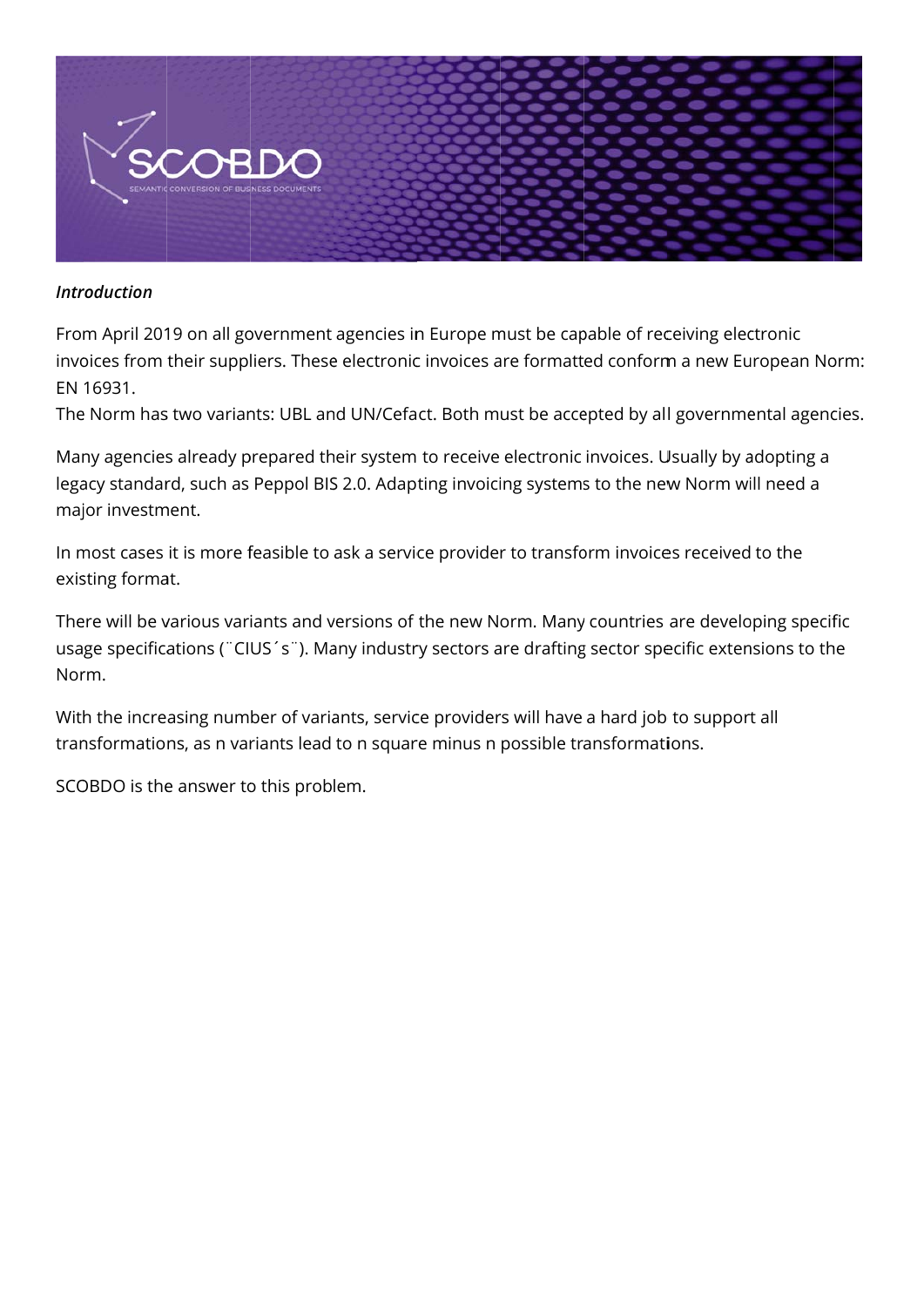*Introduction*

From April 2019 on all government agencies in Europe must be capable of receiving electronic invoices from their suppliers. These electronic invoices are formatted conform a new European Norm: EN 16931.
The Norm has two variants: UBL and UN/Cefact. Both must be accepted by all governmental agencies.

Many agencies already prepared their system to receive electronic invoices. Usually by adopting a legacy standard, such as Peppol BIS 2.0. Adapting invoicing systems to the new Norm will need a major investment.

In most cases it is more feasible to ask a service provider to transform invoices received to the existing format.

There will be various variants and versions of the new Norm. Many countries are developing specific usage specifications (¨CIUS´s¨). Many industry sectors are drafting sector specific extensions to the Norm.

With the increasing number of variants, service providers will have a hard job to support all transformations, as n variants lead to n square minus n possible transformations.

SCOBDO is the answer to this problem.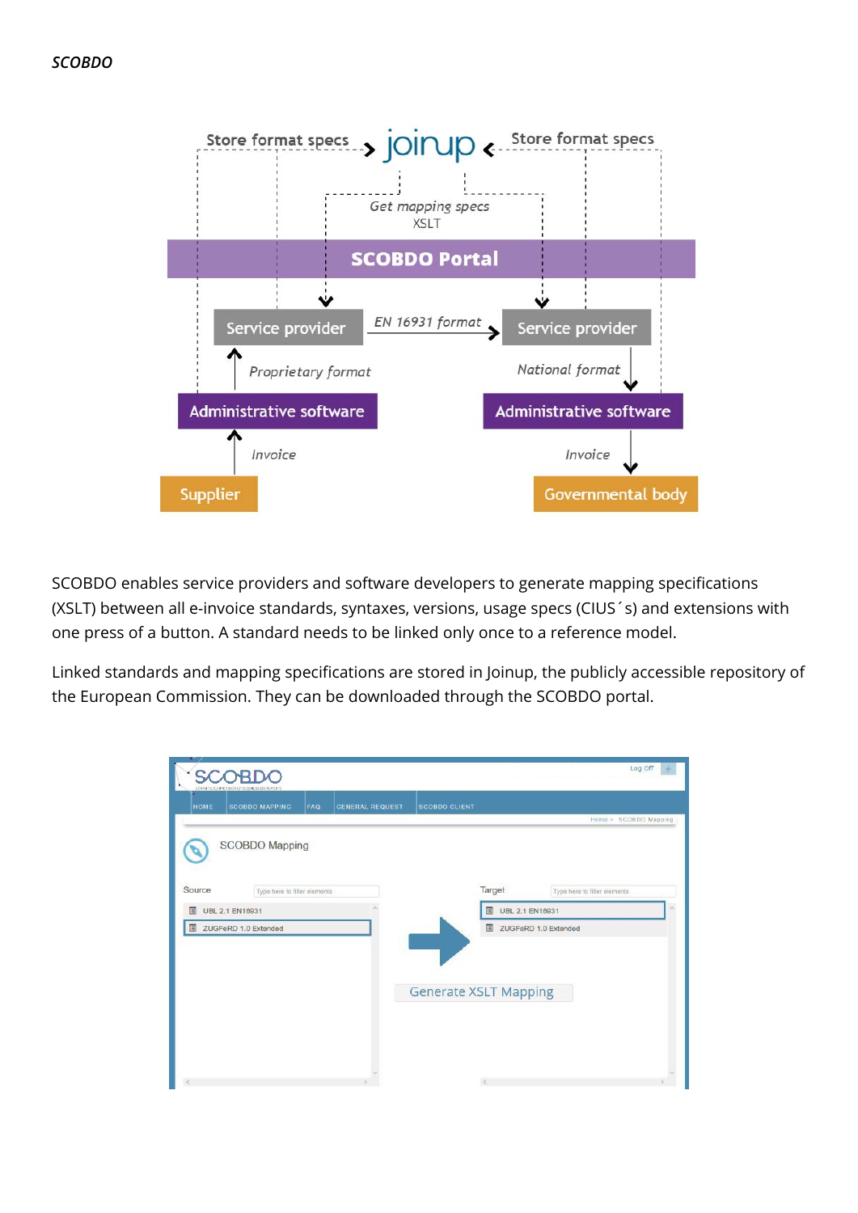*SCOBDO*

SCOBDO enables service providers and software developers to generate mapping specifications (XSLT) between all e-invoice standards, syntaxes, versions, usage specs (CIUS´s) and extensions with one press of a button. A standard needs to be linked only once to a reference model.

Linked standards and mapping specifications are stored in Joinup, the publicly accessible repository of the European Commission. They can be downloaded through the SCOBDO portal.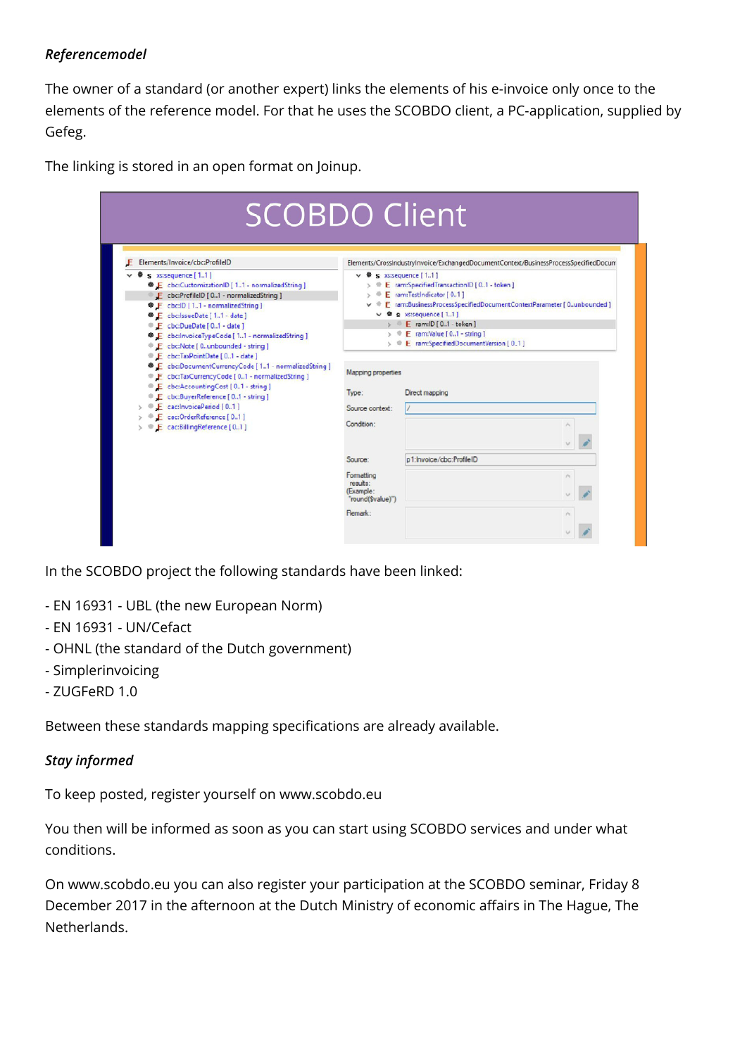*Referencemodel*

The owner of a standard (or another expert) links the elements of his e-invoice only once to the elements of the reference model. For that he uses the SCOBDO client, a PC-application, supplied by Gefeg.

The linking is stored in an open format on Joinup.

In the SCOBDO project the following standards have been linked:

- EN 16931 - UBL (the new European Norm)
- EN 16931 - UN/Cefact
- OHNL (the standard of the Dutch government)
- Simplerinvoicing
- ZUGFeRD 1.0

Between these standards mapping specifications are already available.

*Stay informed*

To keep posted, register yourself on www.scobdo.eu

You then will be informed as soon as you can start using SCOBDO services and under what conditions.

On www.scobdo.eu you can also register your participation at the SCOBDO seminar, Friday 8 December 2017 in the afternoon at the Dutch Ministry of economic affairs in The Hague, The Netherlands.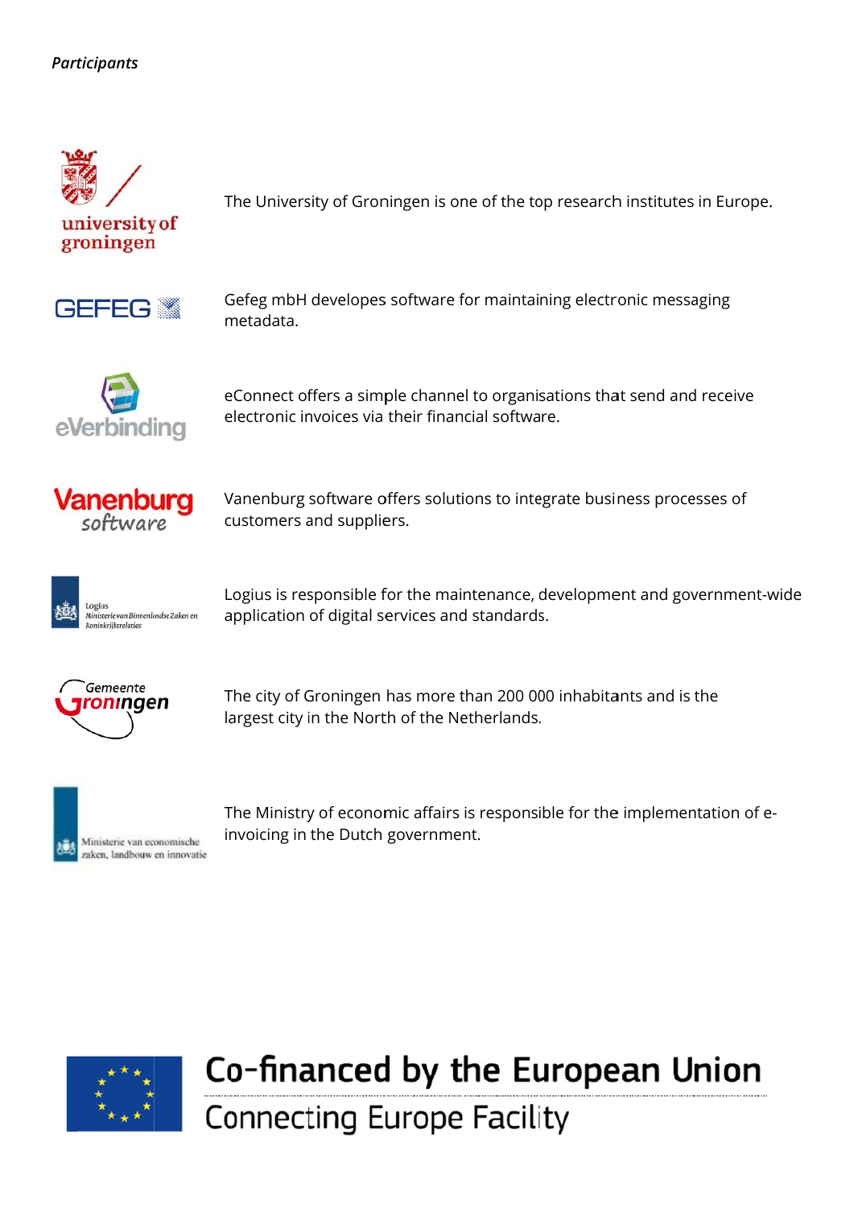*Participants*

The University of Groningen is one of the top research institutes in Europe.

Gefeg mbH developes software for maintaining electronic messaging metadata.

eConnect offers a simple channel to organisations that send and receive electronic invoices via their financial software.

Vanenburg software offers solutions to integrate business processes of customers and suppliers.

Logius is responsible for the maintenance, development and government-wide application of digital services and standards.

The city of Groningen has more than 200 000 inhabitants and is the largest city in the North of the Netherlands.

The Ministry of economic affairs is responsible for the implementation of e-invoicing in the Dutch government.

**Co-financed by the European Union**

Connecting Europe Facility